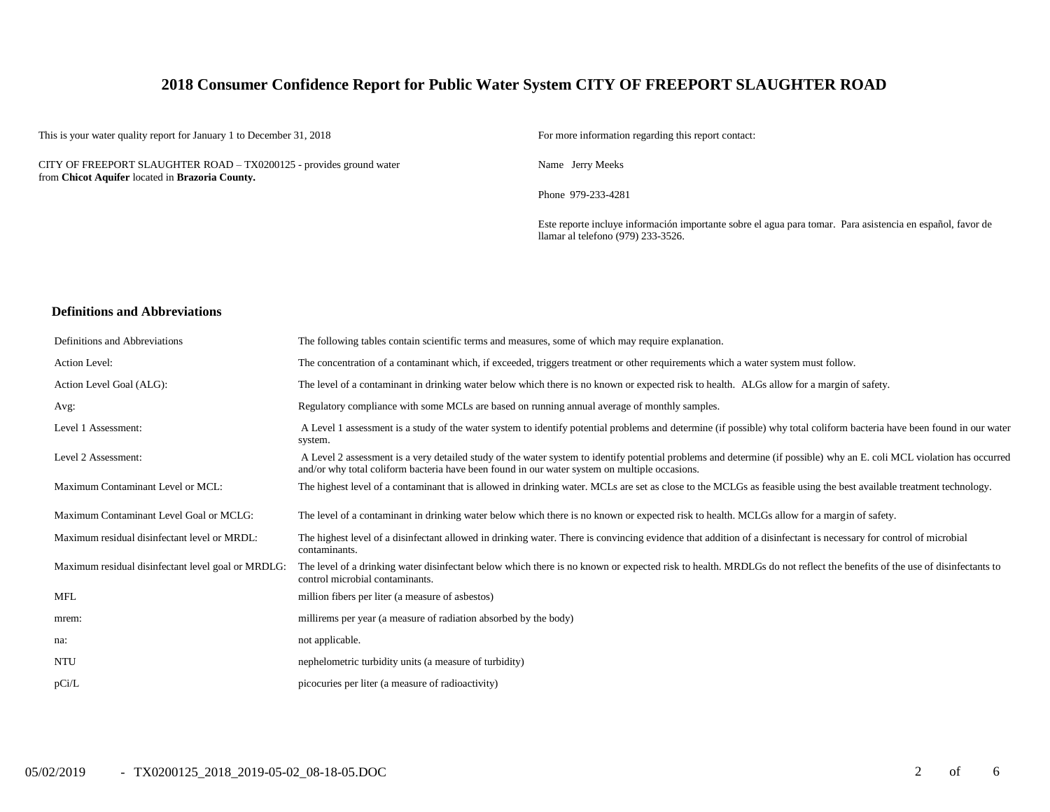# 2018 Consumer Confidence Report for Public Water System CITY OF FREEPORT SLAUGHTER ROAD

This is your water quality report for January 1 to December 31, 2018

CITY OF FREEPORT SLAUGHTER ROAD – TX0200125 - provides ground water from **Chicot Aquifer** located in **Brazoria County.**

For more information regarding this report contact:

Name Jerry Meeks

Phone 979-233-4281

Este reporte incluye información importante sobre el agua para tomar. Para asistencia en español, favor de llamar al telefono (979) 233-3526.

## Definitions and Abbreviations

| | |
|---|---|
| Definitions and Abbreviations | The following tables contain scientific terms and measures, some of which may require explanation. |
| Action Level: | The concentration of a contaminant which, if exceeded, triggers treatment or other requirements which a water system must follow. |
| Action Level Goal (ALG): | The level of a contaminant in drinking water below which there is no known or expected risk to health. ALGs allow for a margin of safety. |
| Avg: | Regulatory compliance with some MCLs are based on running annual average of monthly samples. |
| Level 1 Assessment: | A Level 1 assessment is a study of the water system to identify potential problems and determine (if possible) why total coliform bacteria have been found in our water system. |
| Level 2 Assessment: | A Level 2 assessment is a very detailed study of the water system to identify potential problems and determine (if possible) why an E. coli MCL violation has occurred and/or why total coliform bacteria have been found in our water system on multiple occasions. |
| Maximum Contaminant Level or MCL: | The highest level of a contaminant that is allowed in drinking water. MCLs are set as close to the MCLGs as feasible using the best available treatment technology. |
| Maximum Contaminant Level Goal or MCLG: | The level of a contaminant in drinking water below which there is no known or expected risk to health. MCLGs allow for a margin of safety. |
| Maximum residual disinfectant level or MRDL: | The highest level of a disinfectant allowed in drinking water. There is convincing evidence that addition of a disinfectant is necessary for control of microbial contaminants. |
| Maximum residual disinfectant level goal or MRDLG: | The level of a drinking water disinfectant below which there is no known or expected risk to health. MRDLGs do not reflect the benefits of the use of disinfectants to control microbial contaminants. |
| MFL | million fibers per liter (a measure of asbestos) |
| mrem: | millirems per year (a measure of radiation absorbed by the body) |
| na: | not applicable. |
| NTU | nephelometric turbidity units (a measure of turbidity) |
| pCi/L | picocuries per liter (a measure of radioactivity) |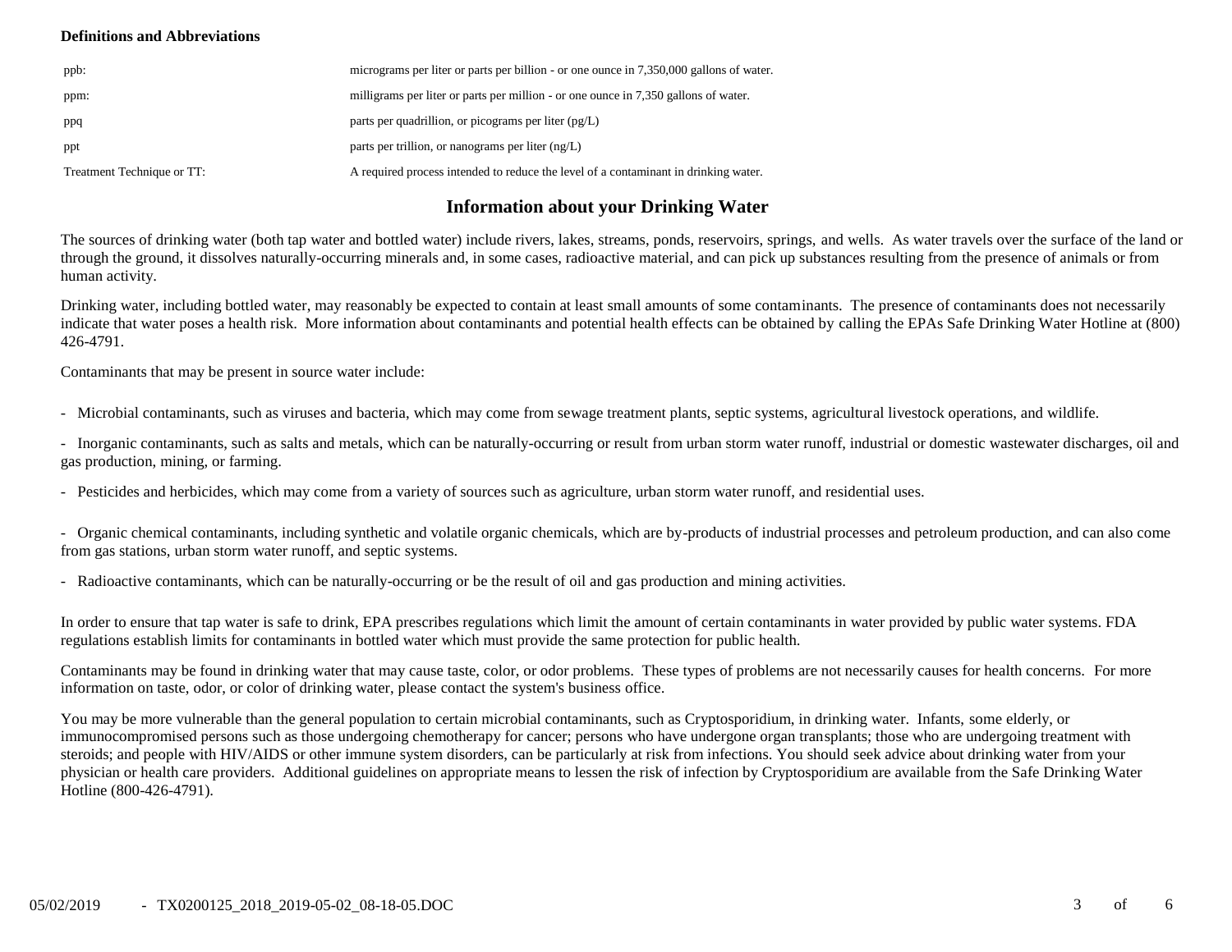**Definitions and Abbreviations**

| | |
|---|---|
| ppb: | micrograms per liter or parts per billion - or one ounce in 7,350,000 gallons of water. |
| ppm: | milligrams per liter or parts per million - or one ounce in 7,350 gallons of water. |
| ppq | parts per quadrillion, or picograms per liter (pg/L) |
| ppt | parts per trillion, or nanograms per liter (ng/L) |
| Treatment Technique or TT: | A required process intended to reduce the level of a contaminant in drinking water. |

## Information about your Drinking Water

The sources of drinking water (both tap water and bottled water) include rivers, lakes, streams, ponds, reservoirs, springs, and wells. As water travels over the surface of the land or through the ground, it dissolves naturally-occurring minerals and, in some cases, radioactive material, and can pick up substances resulting from the presence of animals or from human activity.

Drinking water, including bottled water, may reasonably be expected to contain at least small amounts of some contaminants. The presence of contaminants does not necessarily indicate that water poses a health risk. More information about contaminants and potential health effects can be obtained by calling the EPAs Safe Drinking Water Hotline at (800) 426-4791.

Contaminants that may be present in source water include:

- Microbial contaminants, such as viruses and bacteria, which may come from sewage treatment plants, septic systems, agricultural livestock operations, and wildlife.

- Inorganic contaminants, such as salts and metals, which can be naturally-occurring or result from urban storm water runoff, industrial or domestic wastewater discharges, oil and gas production, mining, or farming.

- Pesticides and herbicides, which may come from a variety of sources such as agriculture, urban storm water runoff, and residential uses.

- Organic chemical contaminants, including synthetic and volatile organic chemicals, which are by-products of industrial processes and petroleum production, and can also come from gas stations, urban storm water runoff, and septic systems.

- Radioactive contaminants, which can be naturally-occurring or be the result of oil and gas production and mining activities.

In order to ensure that tap water is safe to drink, EPA prescribes regulations which limit the amount of certain contaminants in water provided by public water systems. FDA regulations establish limits for contaminants in bottled water which must provide the same protection for public health.

Contaminants may be found in drinking water that may cause taste, color, or odor problems. These types of problems are not necessarily causes for health concerns. For more information on taste, odor, or color of drinking water, please contact the system's business office.

You may be more vulnerable than the general population to certain microbial contaminants, such as Cryptosporidium, in drinking water. Infants, some elderly, or immunocompromised persons such as those undergoing chemotherapy for cancer; persons who have undergone organ transplants; those who are undergoing treatment with steroids; and people with HIV/AIDS or other immune system disorders, can be particularly at risk from infections. You should seek advice about drinking water from your physician or health care providers. Additional guidelines on appropriate means to lessen the risk of infection by Cryptosporidium are available from the Safe Drinking Water Hotline (800-426-4791).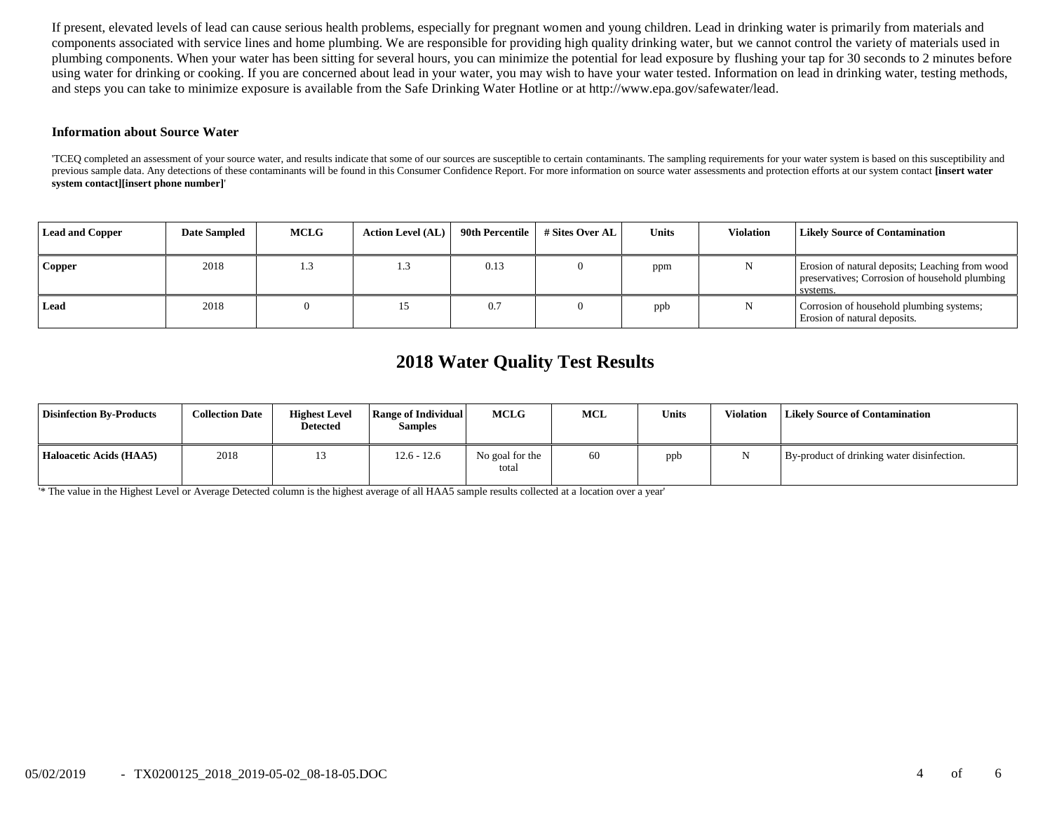If present, elevated levels of lead can cause serious health problems, especially for pregnant women and young children. Lead in drinking water is primarily from materials and components associated with service lines and home plumbing. We are responsible for providing high quality drinking water, but we cannot control the variety of materials used in plumbing components. When your water has been sitting for several hours, you can minimize the potential for lead exposure by flushing your tap for 30 seconds to 2 minutes before using water for drinking or cooking. If you are concerned about lead in your water, you may wish to have your water tested. Information on lead in drinking water, testing methods, and steps you can take to minimize exposure is available from the Safe Drinking Water Hotline or at http://www.epa.gov/safewater/lead.

### Information about Source Water

'TCEQ completed an assessment of your source water, and results indicate that some of our sources are susceptible to certain contaminants. The sampling requirements for your water system is based on this susceptibility and previous sample data. Any detections of these contaminants will be found in this Consumer Confidence Report. For more information on source water assessments and protection efforts at our system contact **[insert water system contact][insert phone number]**'

| Lead and Copper | Date Sampled | MCLG | Action Level (AL) | 90th Percentile | # Sites Over AL | Units | Violation | Likely Source of Contamination |
|---|---|---|---|---|---|---|---|---|
| **Copper** | 2018 | 1.3 | 1.3 | 0.13 | 0 | ppm | N | Erosion of natural deposits; Leaching from wood preservatives; Corrosion of household plumbing systems. |
| **Lead** | 2018 | 0 | 15 | 0.7 | 0 | ppb | N | Corrosion of household plumbing systems; Erosion of natural deposits. |

## 2018 Water Quality Test Results

| Disinfection By-Products | Collection Date | Highest Level Detected | Range of Individual Samples | MCLG | MCL | Units | Violation | Likely Source of Contamination |
|---|---|---|---|---|---|---|---|---|
| **Haloacetic Acids (HAA5)** | 2018 | 13 | 12.6 - 12.6 | No goal for the total | 60 | ppb | N | By-product of drinking water disinfection. |

'* The value in the Highest Level or Average Detected column is the highest average of all HAA5 sample results collected at a location over a year'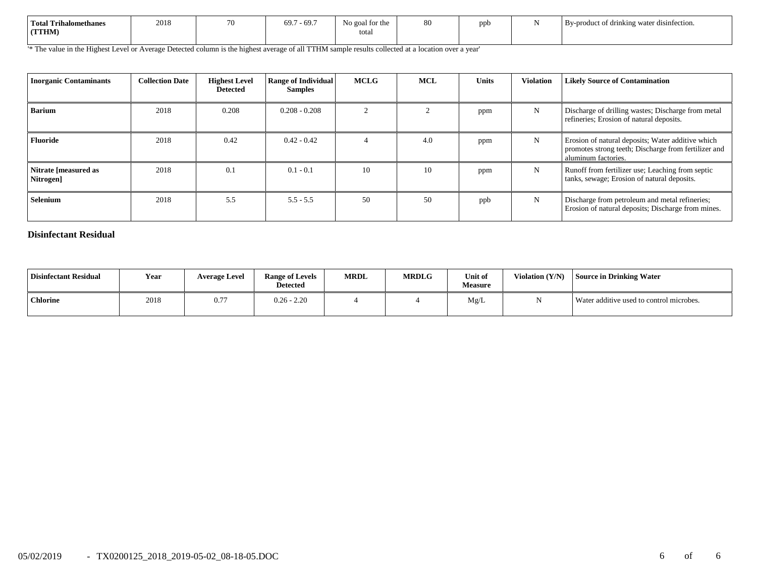| Total Trihalomethanes (TTHM) | 2018 | 70 | 69.7 - 69.7 | No goal for the total | 80 | ppb | N | By-product of drinking water disinfection. |
|---|---|---|---|---|---|---|---|---|

'* The value in the Highest Level or Average Detected column is the highest average of all TTHM sample results collected at a location over a year'

| Inorganic Contaminants | Collection Date | Highest Level Detected | Range of Individual Samples | MCLG | MCL | Units | Violation | Likely Source of Contamination |
|---|---|---|---|---|---|---|---|---|
| Barium | 2018 | 0.208 | 0.208 - 0.208 | 2 | 2 | ppm | N | Discharge of drilling wastes; Discharge from metal refineries; Erosion of natural deposits. |
| Fluoride | 2018 | 0.42 | 0.42 - 0.42 | 4 | 4.0 | ppm | N | Erosion of natural deposits; Water additive which promotes strong teeth; Discharge from fertilizer and aluminum factories. |
| Nitrate [measured as Nitrogen] | 2018 | 0.1 | 0.1 - 0.1 | 10 | 10 | ppm | N | Runoff from fertilizer use; Leaching from septic tanks, sewage; Erosion of natural deposits. |
| Selenium | 2018 | 5.5 | 5.5 - 5.5 | 50 | 50 | ppb | N | Discharge from petroleum and metal refineries; Erosion of natural deposits; Discharge from mines. |

### Disinfectant Residual

| Disinfectant Residual | Year | Average Level | Range of Levels Detected | MRDL | MRDLG | Unit of Measure | Violation (Y/N) | Source in Drinking Water |
|---|---|---|---|---|---|---|---|---|
| Chlorine | 2018 | 0.77 | 0.26 - 2.20 | 4 | 4 | Mg/L | N | Water additive used to control microbes. |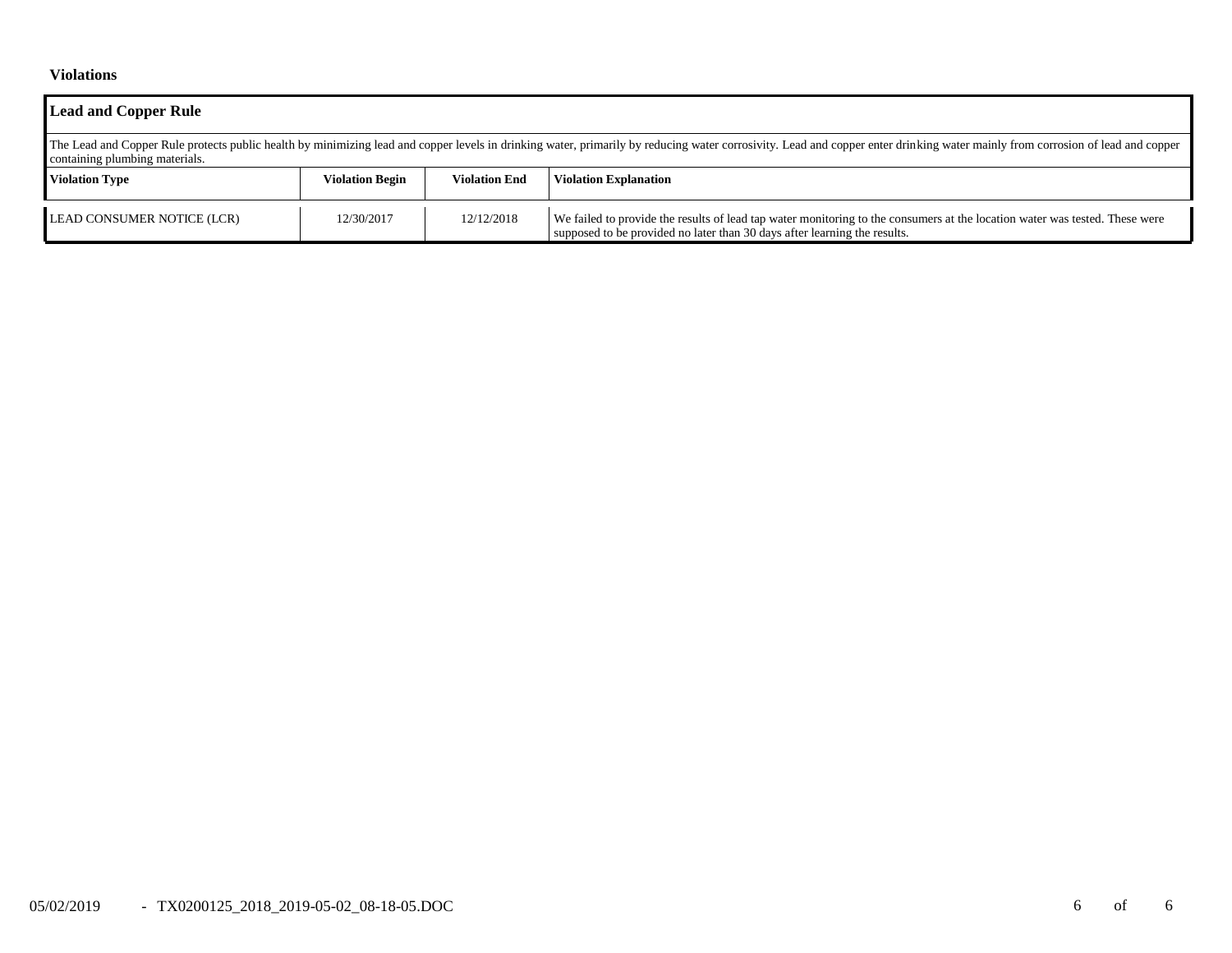## Violations

### Lead and Copper Rule

The Lead and Copper Rule protects public health by minimizing lead and copper levels in drinking water, primarily by reducing water corrosivity. Lead and copper enter drinking water mainly from corrosion of lead and copper containing plumbing materials.

| Violation Type | Violation Begin | Violation End | Violation Explanation |
|---|---|---|---|
| LEAD CONSUMER NOTICE (LCR) | 12/30/2017 | 12/12/2018 | We failed to provide the results of lead tap water monitoring to the consumers at the location water was tested. These were supposed to be provided no later than 30 days after learning the results. |